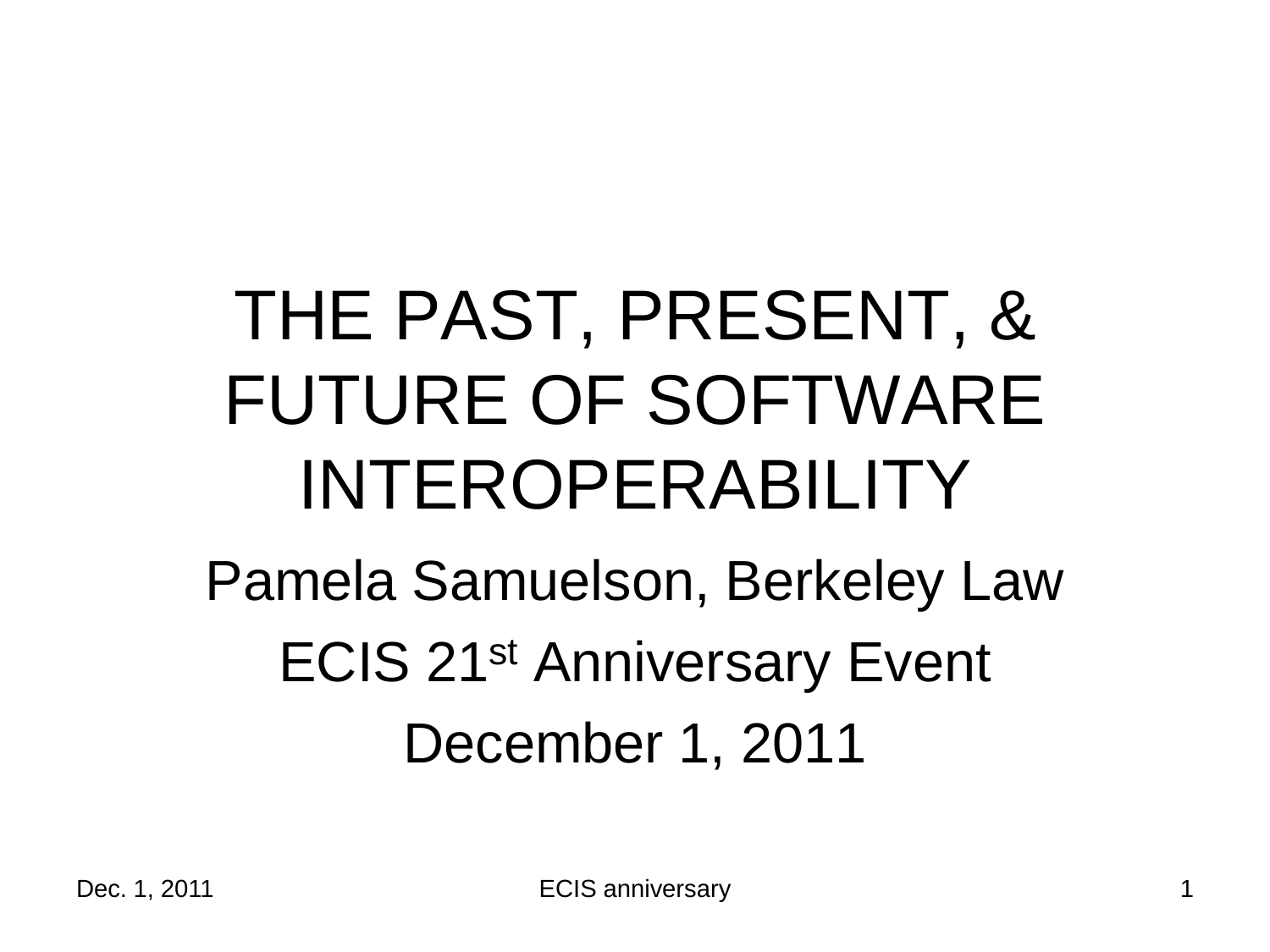# THE PAST, PRESENT, & FUTURE OF SOFTWARE INTEROPERABILITY

Pamela Samuelson, Berkeley Law

ECIS 21st Anniversary Event

December 1, 2011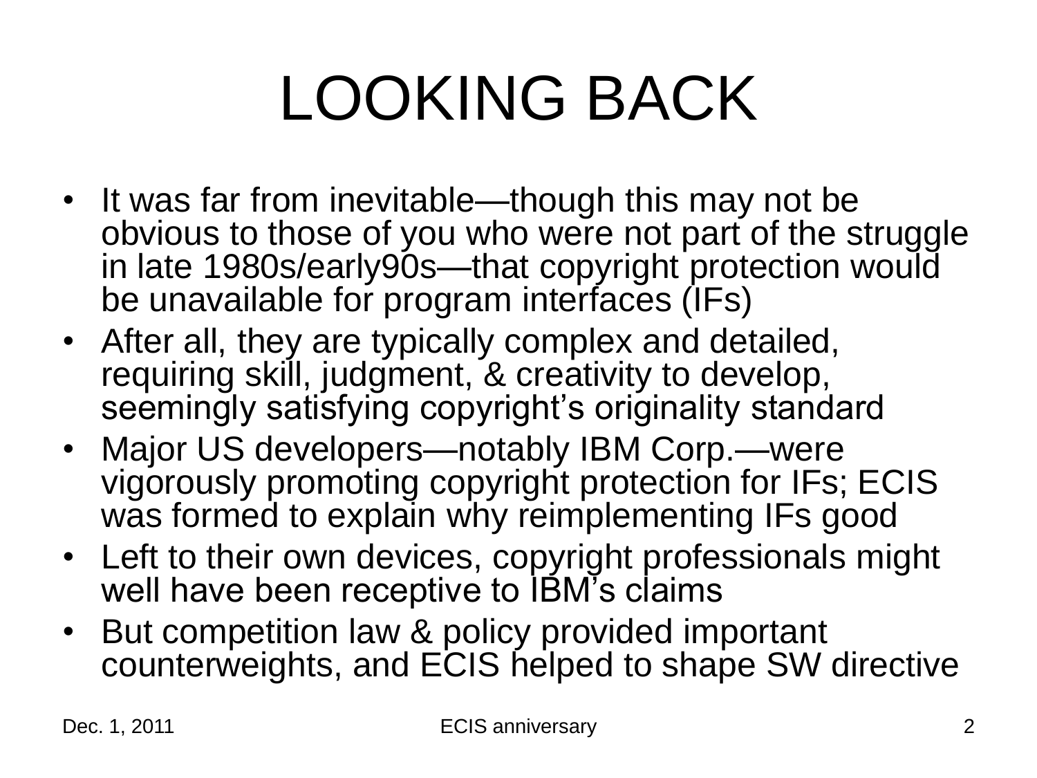# LOOKING BACK

- It was far from inevitable—though this may not be obvious to those of you who were not part of the struggle in late 1980s/early90s—that copyright protection would be unavailable for program interfaces (IFs)
- After all, they are typically complex and detailed, requiring skill, judgment, & creativity to develop, seemingly satisfying copyright's originality standard
- Major US developers—notably IBM Corp.—were vigorously promoting copyright protection for IFs; ECIS was formed to explain why reimplementing IFs good
- Left to their own devices, copyright professionals might well have been receptive to IBM's claims
- But competition law & policy provided important counterweights, and ECIS helped to shape SW directive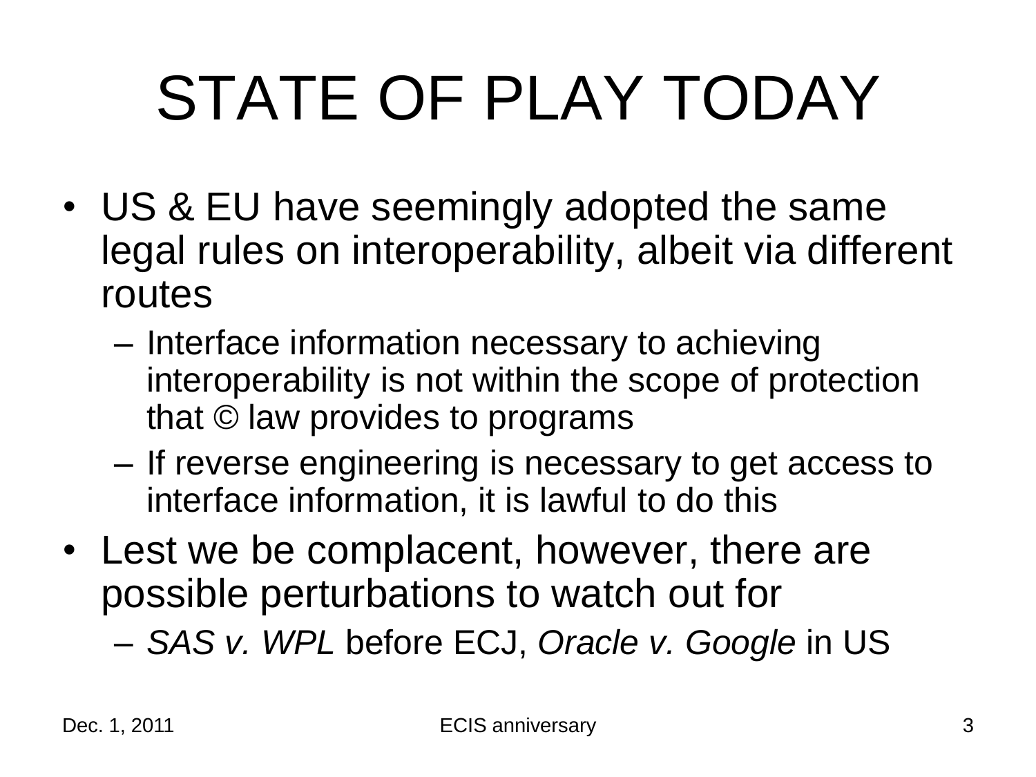# STATE OF PLAY TODAY

- US & EU have seemingly adopted the same legal rules on interoperability, albeit via different routes
  - Interface information necessary to achieving interoperability is not within the scope of protection that © law provides to programs
  - If reverse engineering is necessary to get access to interface information, it is lawful to do this
- Lest we be complacent, however, there are possible perturbations to watch out for
  - *SAS v. WPL* before ECJ, *Oracle v. Google* in US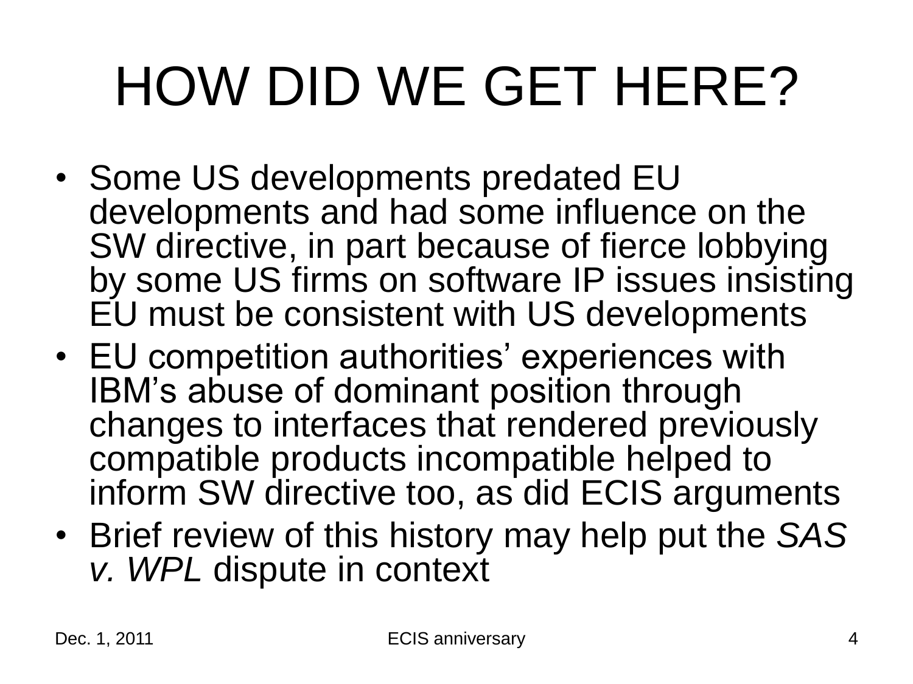# HOW DID WE GET HERE?

- Some US developments predated EU developments and had some influence on the SW directive, in part because of fierce lobbying by some US firms on software IP issues insisting EU must be consistent with US developments
- EU competition authorities' experiences with IBM's abuse of dominant position through changes to interfaces that rendered previously compatible products incompatible helped to inform SW directive too, as did ECIS arguments
- Brief review of this history may help put the *SAS v. WPL* dispute in context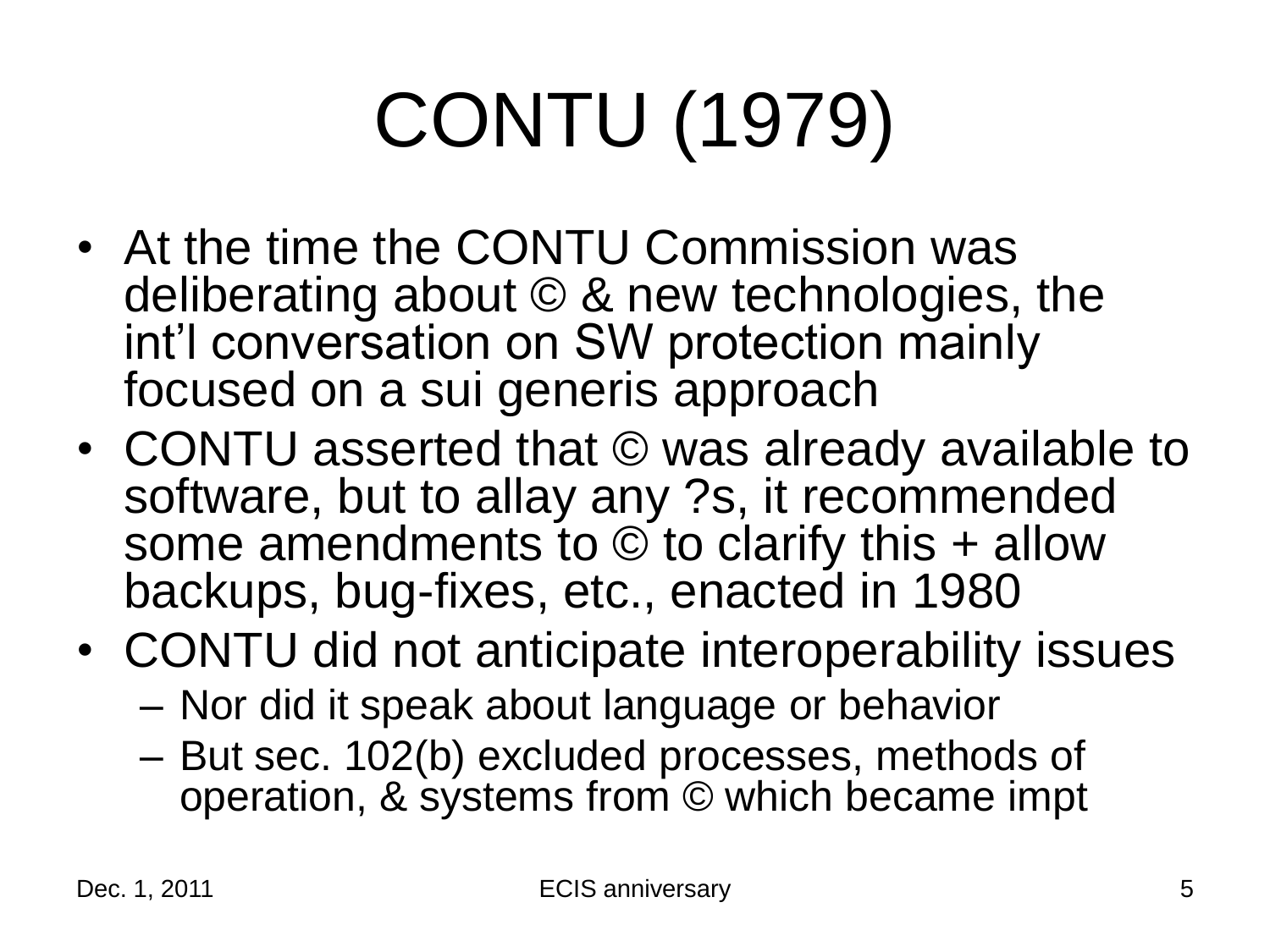# CONTU (1979)

- At the time the CONTU Commission was deliberating about © & new technologies, the int'l conversation on SW protection mainly focused on a sui generis approach
- CONTU asserted that © was already available to software, but to allay any ?s, it recommended some amendments to © to clarify this + allow backups, bug-fixes, etc., enacted in 1980
- CONTU did not anticipate interoperability issues
  - Nor did it speak about language or behavior
  - But sec. 102(b) excluded processes, methods of operation, & systems from © which became impt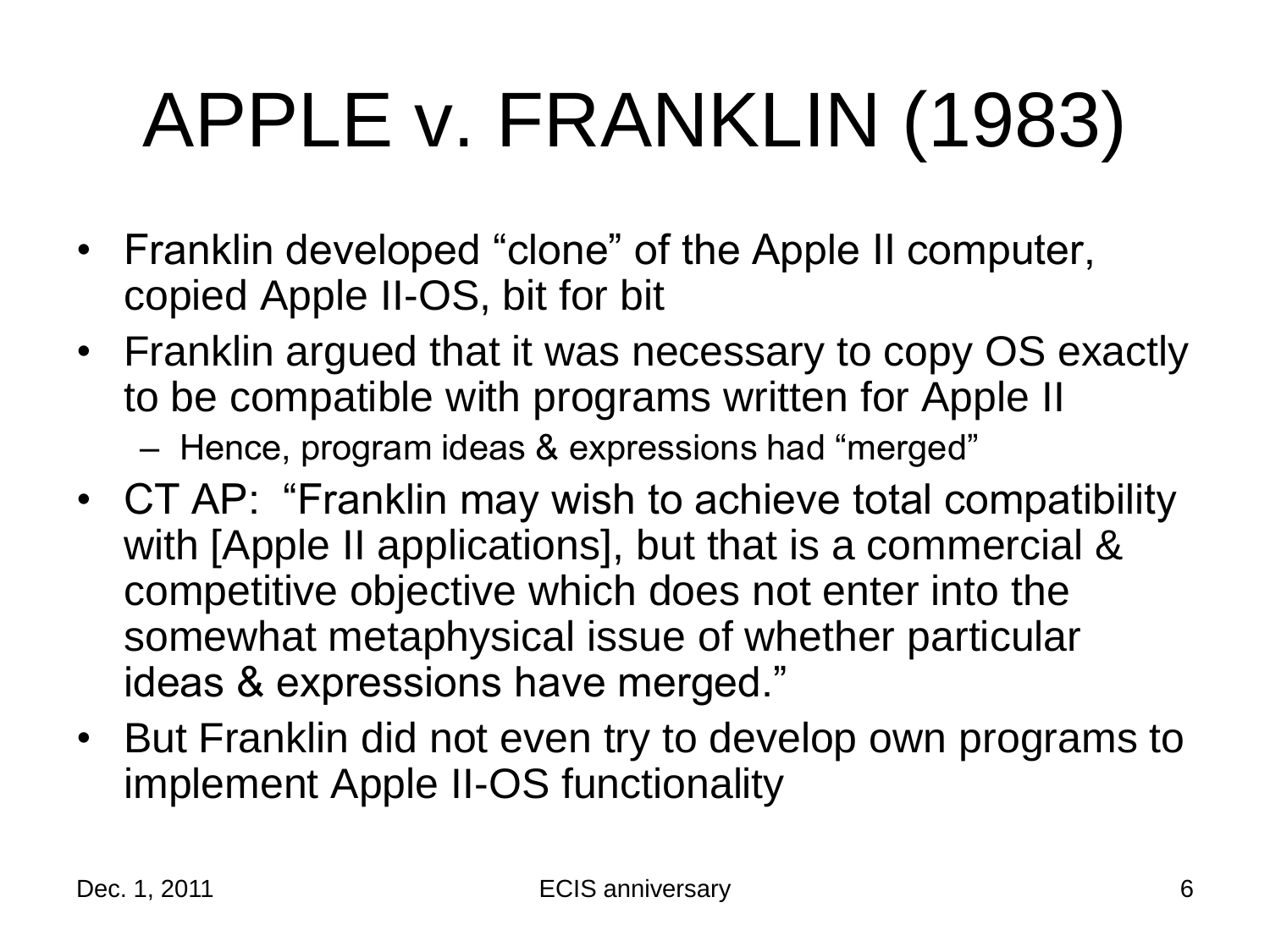# APPLE v. FRANKLIN (1983)

- Franklin developed "clone" of the Apple II computer, copied Apple II-OS, bit for bit
- Franklin argued that it was necessary to copy OS exactly to be compatible with programs written for Apple II
  - Hence, program ideas & expressions had "merged"
- CT AP: "Franklin may wish to achieve total compatibility with [Apple II applications], but that is a commercial & competitive objective which does not enter into the somewhat metaphysical issue of whether particular ideas & expressions have merged."
- But Franklin did not even try to develop own programs to implement Apple II-OS functionality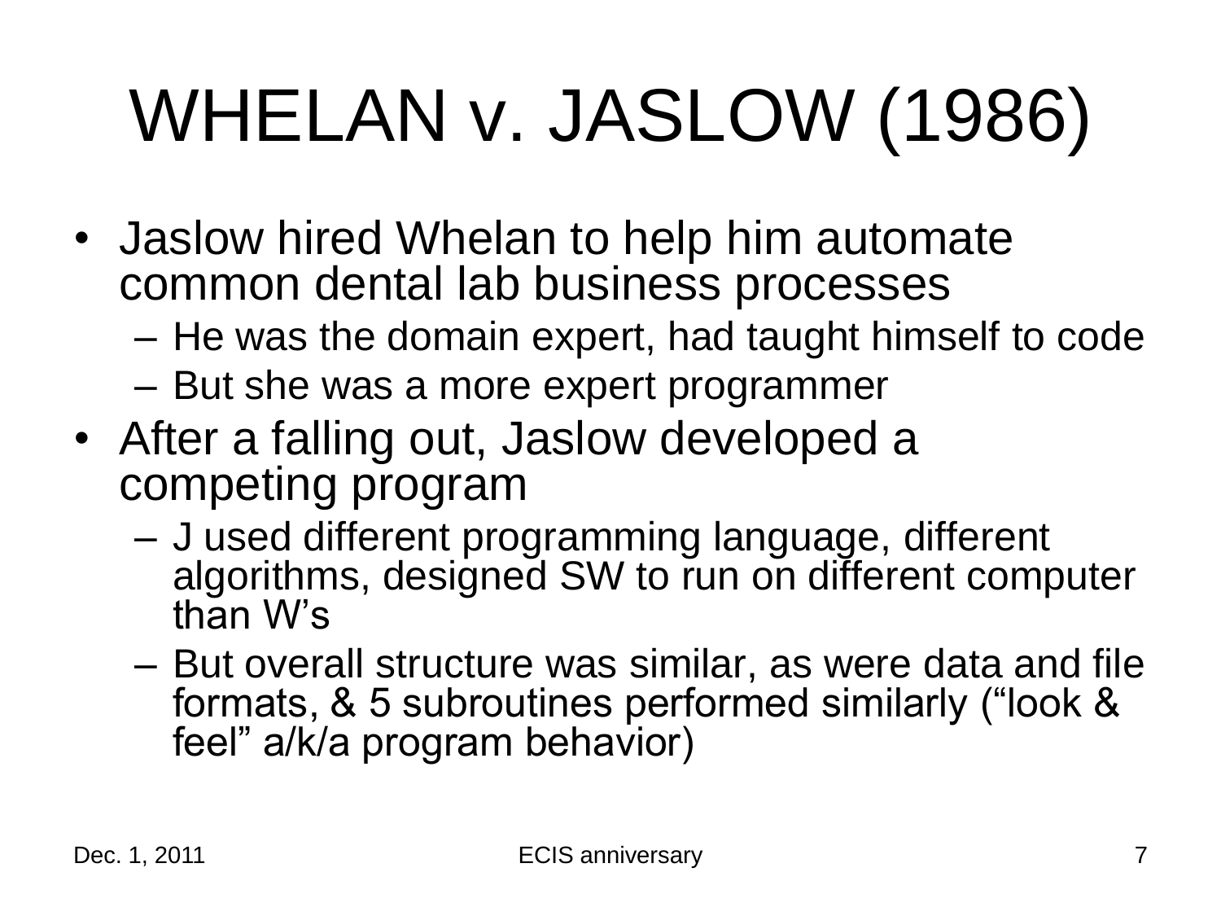# WHELAN v. JASLOW (1986)

- Jaslow hired Whelan to help him automate common dental lab business processes
  - He was the domain expert, had taught himself to code
  - But she was a more expert programmer
- After a falling out, Jaslow developed a competing program
  - J used different programming language, different algorithms, designed SW to run on different computer than W's
  - But overall structure was similar, as were data and file formats, & 5 subroutines performed similarly ("look & feel" a/k/a program behavior)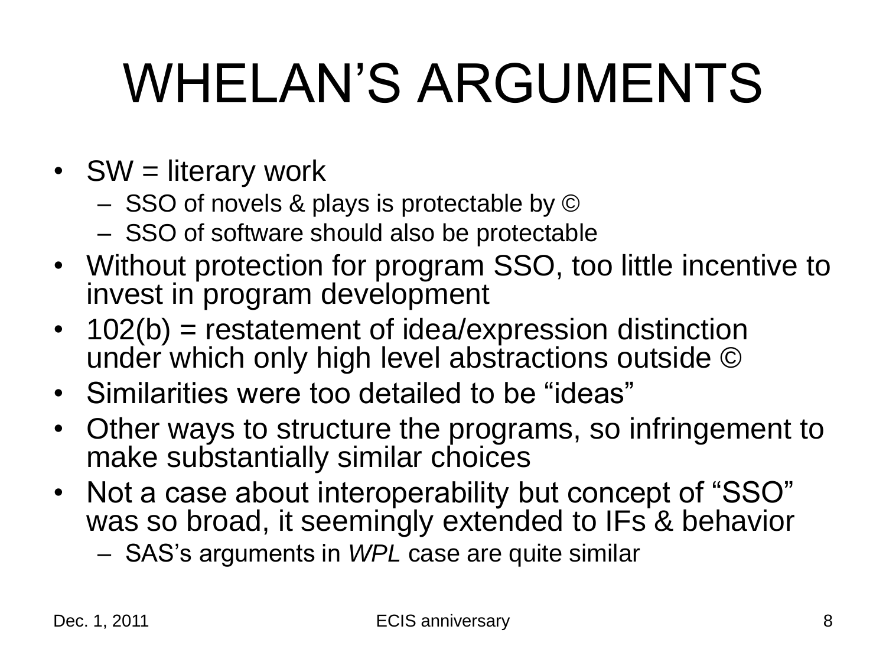# WHELAN'S ARGUMENTS

- SW = literary work
  - SSO of novels & plays is protectable by ©
  - SSO of software should also be protectable
- Without protection for program SSO, too little incentive to invest in program development
- 102(b) = restatement of idea/expression distinction under which only high level abstractions outside ©
- Similarities were too detailed to be "ideas"
- Other ways to structure the programs, so infringement to make substantially similar choices
- Not a case about interoperability but concept of "SSO" was so broad, it seemingly extended to IFs & behavior
  - SAS's arguments in *WPL* case are quite similar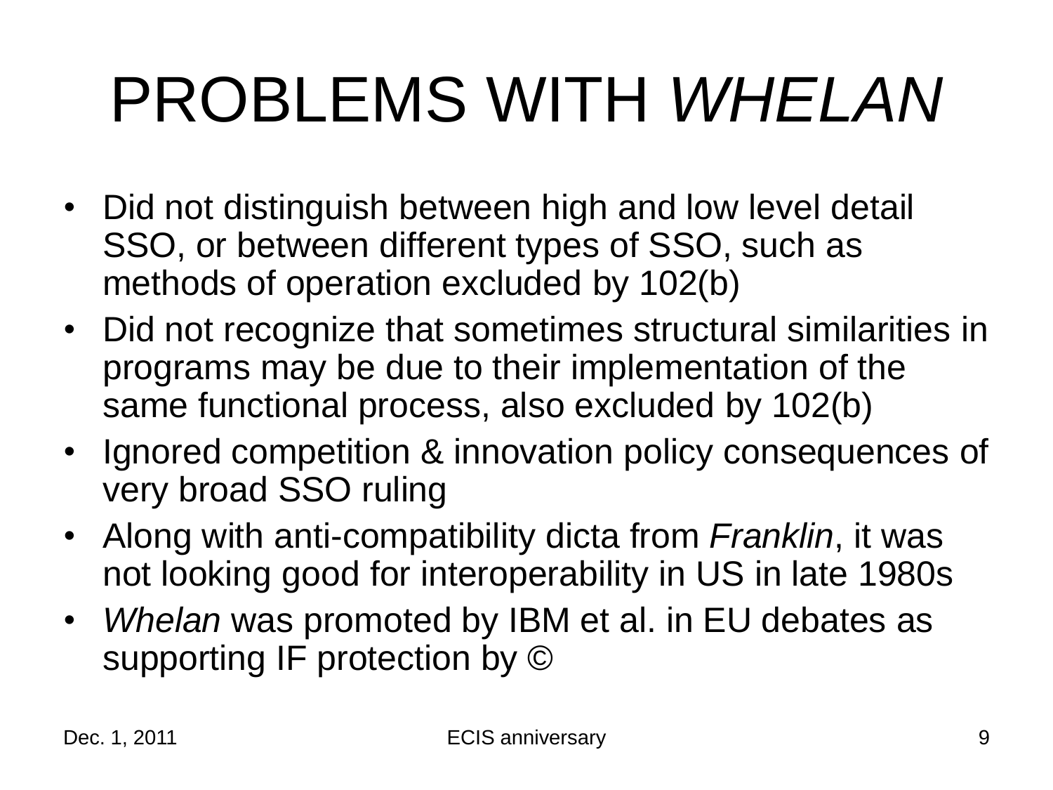# PROBLEMS WITH *WHELAN*

- Did not distinguish between high and low level detail SSO, or between different types of SSO, such as methods of operation excluded by 102(b)
- Did not recognize that sometimes structural similarities in programs may be due to their implementation of the same functional process, also excluded by 102(b)
- Ignored competition & innovation policy consequences of very broad SSO ruling
- Along with anti-compatibility dicta from *Franklin*, it was not looking good for interoperability in US in late 1980s
- *Whelan* was promoted by IBM et al. in EU debates as supporting IF protection by ©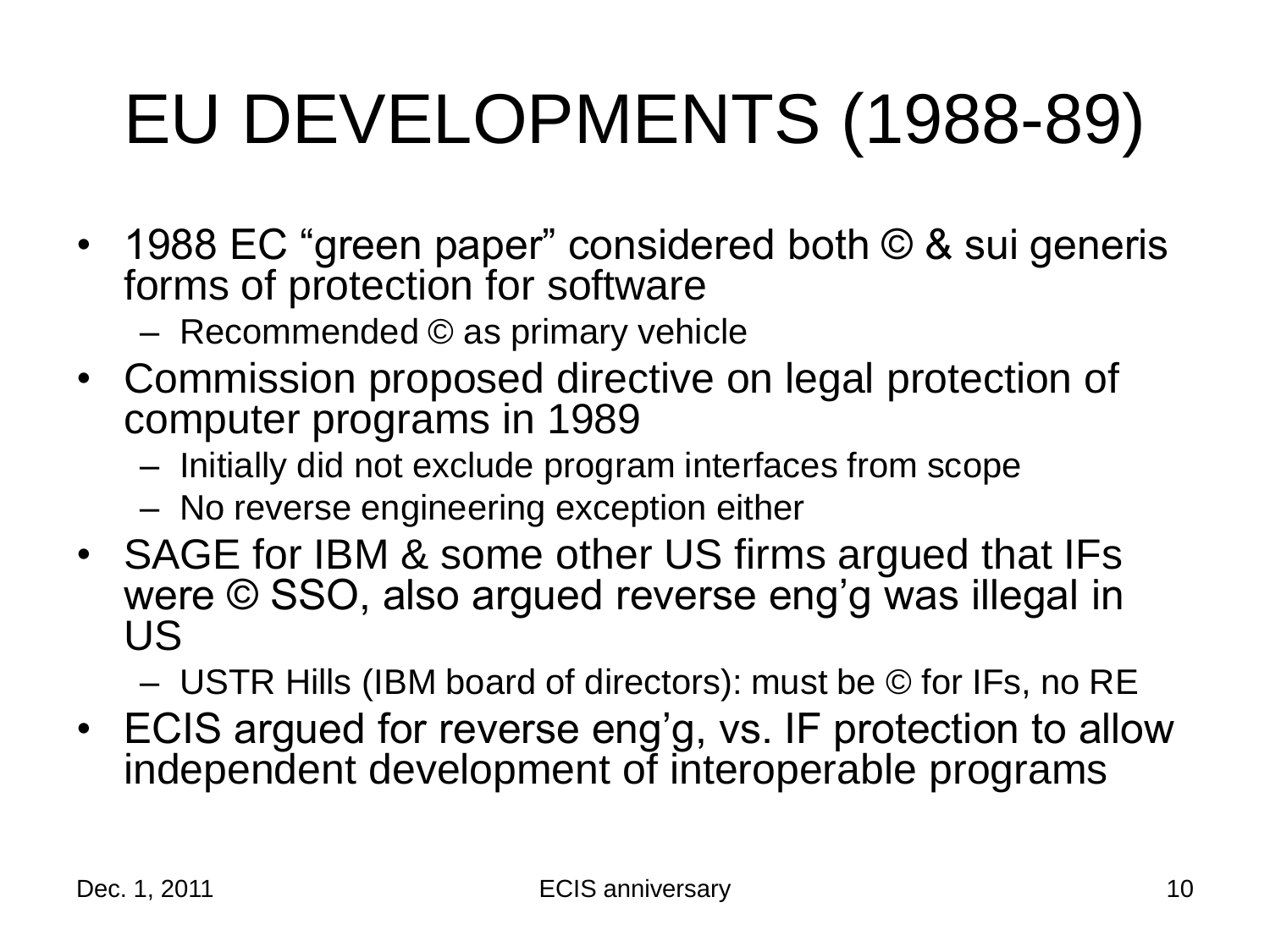# EU DEVELOPMENTS (1988-89)

- 1988 EC “green paper” considered both © & sui generis forms of protection for software
  - Recommended © as primary vehicle
- Commission proposed directive on legal protection of computer programs in 1989
  - Initially did not exclude program interfaces from scope
  - No reverse engineering exception either
- SAGE for IBM & some other US firms argued that IFs were © SSO, also argued reverse eng’g was illegal in US
  - USTR Hills (IBM board of directors): must be © for IFs, no RE
- ECIS argued for reverse eng’g, vs. IF protection to allow independent development of interoperable programs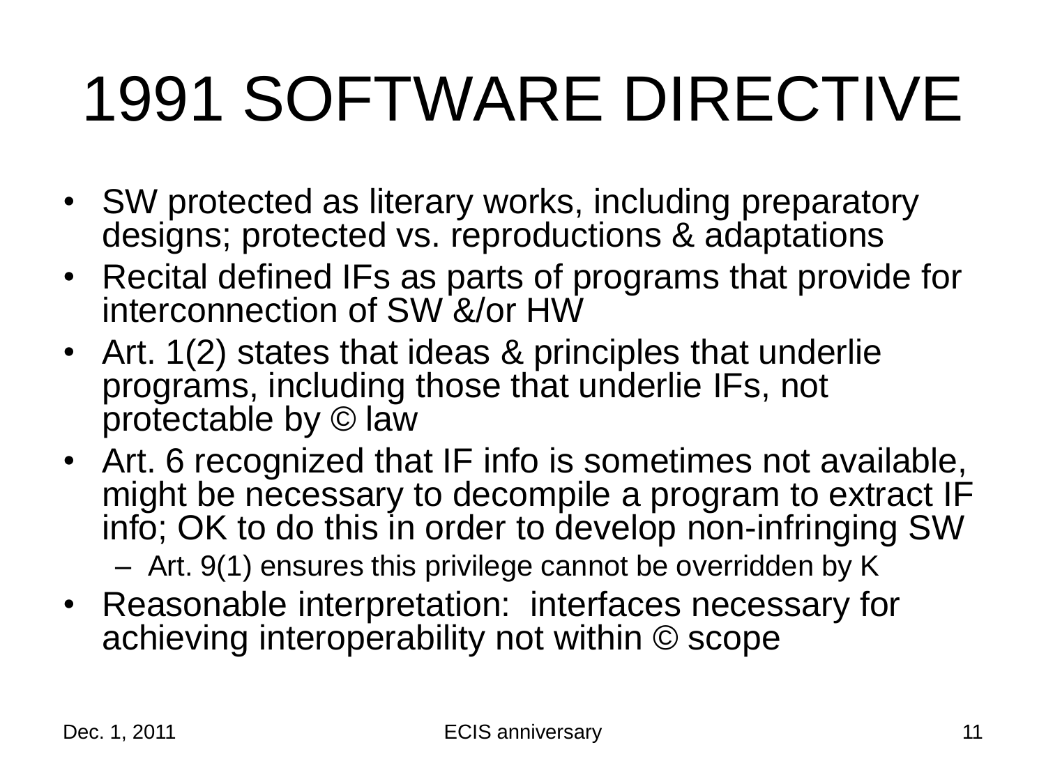# 1991 SOFTWARE DIRECTIVE

- SW protected as literary works, including preparatory designs; protected vs. reproductions & adaptations
- Recital defined IFs as parts of programs that provide for interconnection of SW &/or HW
- Art. 1(2) states that ideas & principles that underlie programs, including those that underlie IFs, not protectable by © law
- Art. 6 recognized that IF info is sometimes not available, might be necessary to decompile a program to extract IF info; OK to do this in order to develop non-infringing SW
  - Art. 9(1) ensures this privilege cannot be overridden by K
- Reasonable interpretation: interfaces necessary for achieving interoperability not within © scope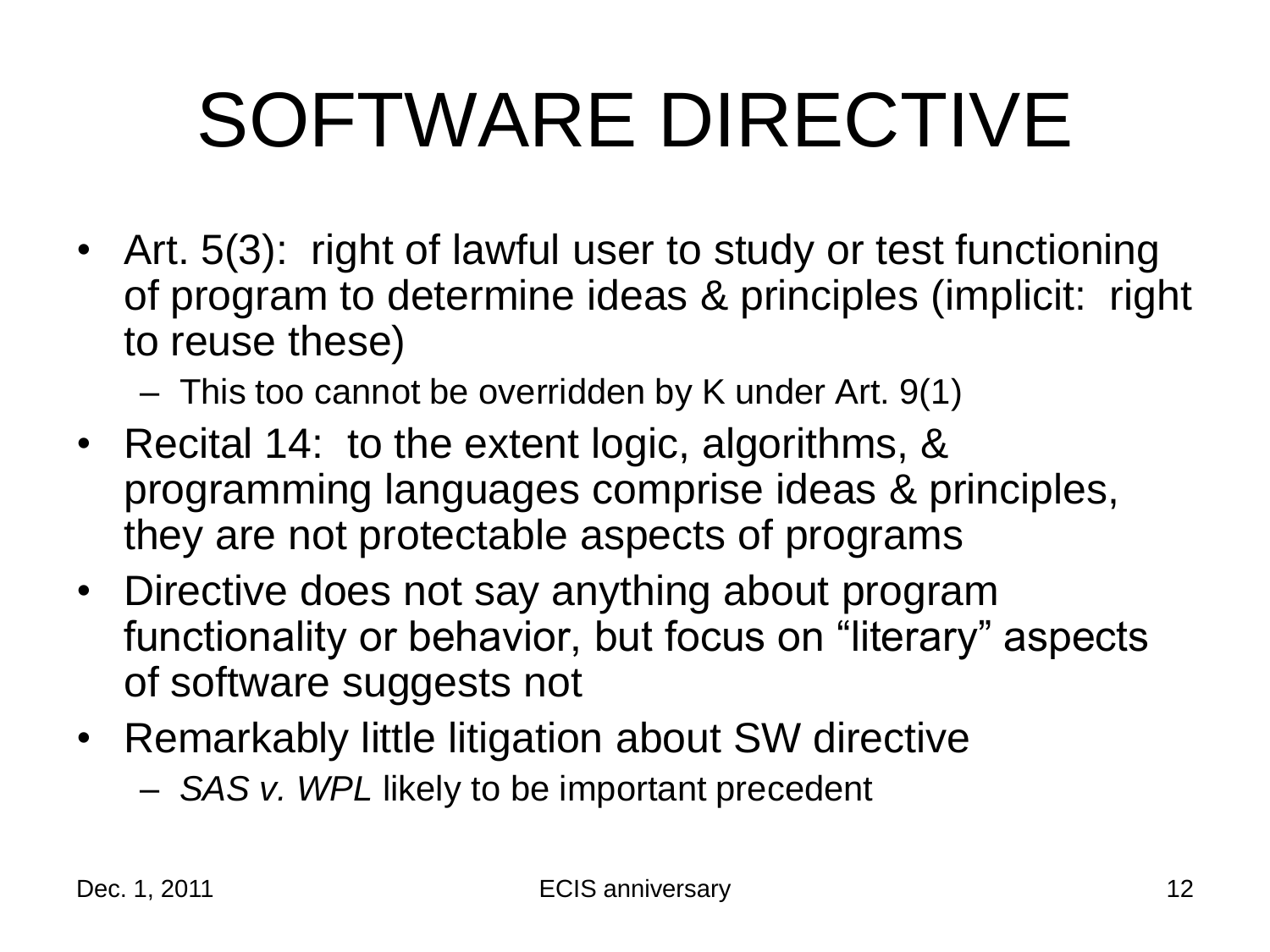# SOFTWARE DIRECTIVE

- Art. 5(3): right of lawful user to study or test functioning of program to determine ideas & principles (implicit: right to reuse these)
  - This too cannot be overridden by K under Art. 9(1)
- Recital 14: to the extent logic, algorithms, & programming languages comprise ideas & principles, they are not protectable aspects of programs
- Directive does not say anything about program functionality or behavior, but focus on "literary" aspects of software suggests not
- Remarkably little litigation about SW directive
  - *SAS v. WPL* likely to be important precedent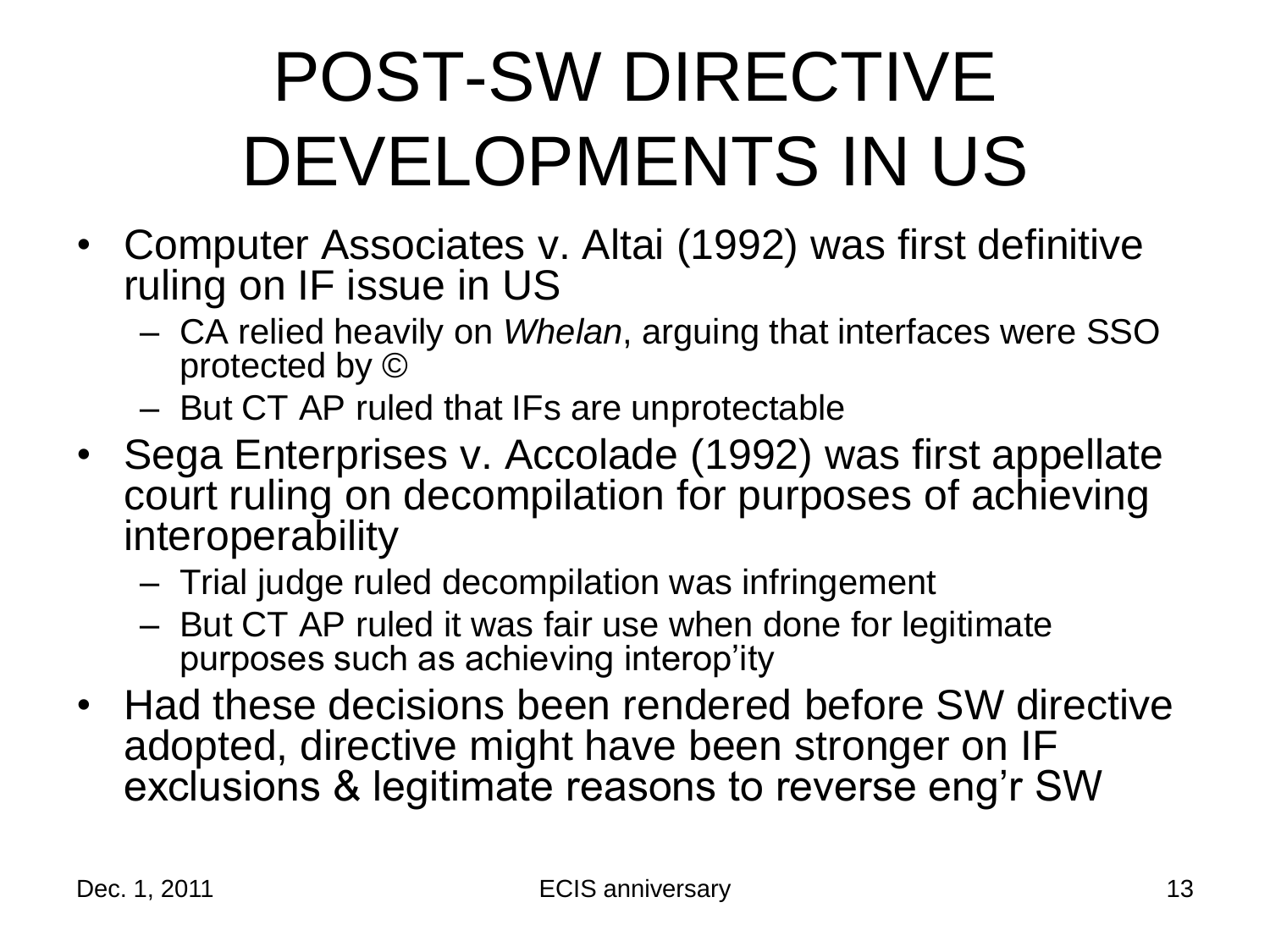# POST-SW DIRECTIVE DEVELOPMENTS IN US

- Computer Associates v. Altai (1992) was first definitive ruling on IF issue in US
  - CA relied heavily on *Whelan*, arguing that interfaces were SSO protected by ©
  - But CT AP ruled that IFs are unprotectable
- Sega Enterprises v. Accolade (1992) was first appellate court ruling on decompilation for purposes of achieving interoperability
  - Trial judge ruled decompilation was infringement
  - But CT AP ruled it was fair use when done for legitimate purposes such as achieving interop'ity
- Had these decisions been rendered before SW directive adopted, directive might have been stronger on IF exclusions & legitimate reasons to reverse eng'r SW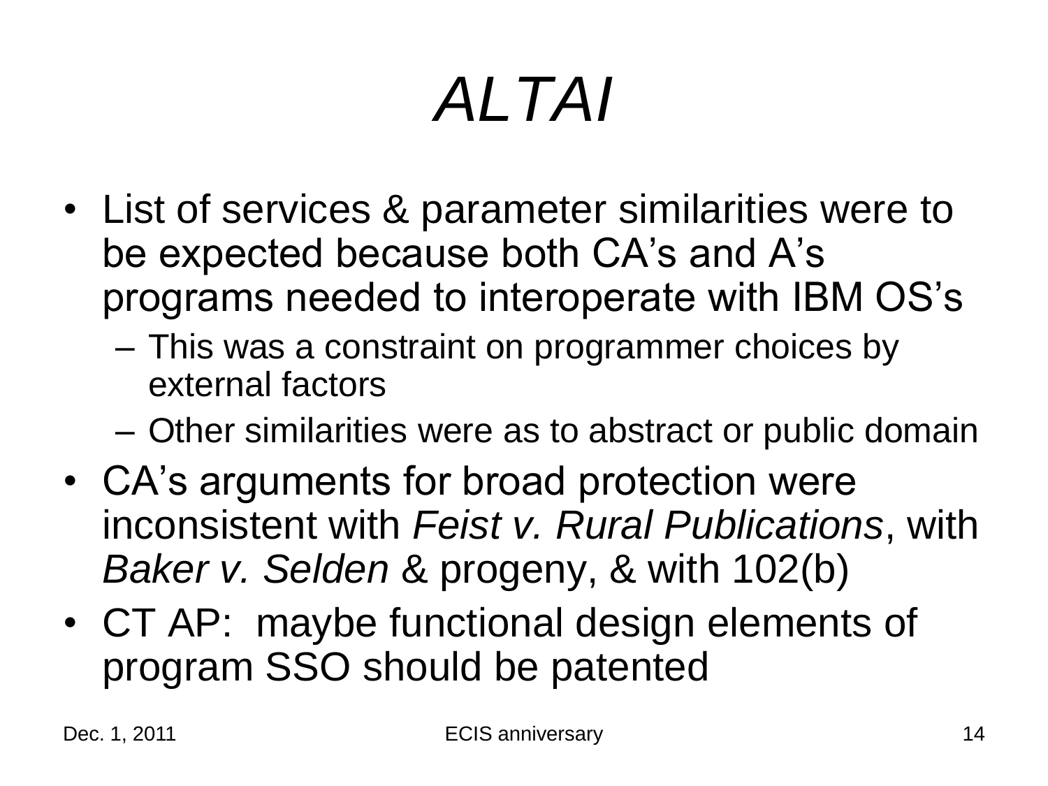# *ALTAI*

- List of services & parameter similarities were to be expected because both CA's and A's programs needed to interoperate with IBM OS's
  - This was a constraint on programmer choices by external factors
  - Other similarities were as to abstract or public domain
- CA's arguments for broad protection were inconsistent with *Feist v. Rural Publications*, with *Baker v. Selden* & progeny, & with 102(b)
- CT AP: maybe functional design elements of program SSO should be patented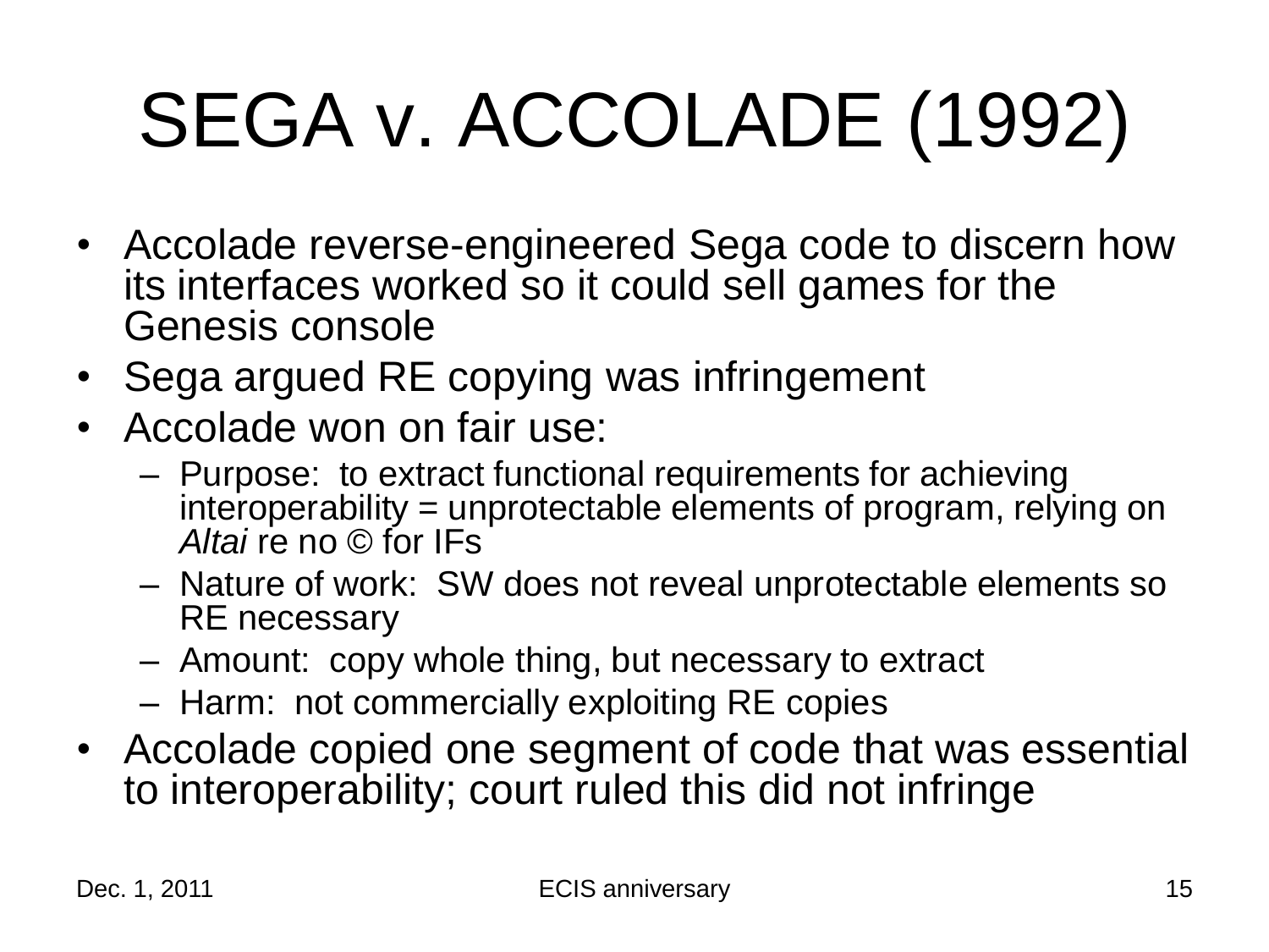# SEGA v. ACCOLADE (1992)

- Accolade reverse-engineered Sega code to discern how its interfaces worked so it could sell games for the Genesis console
- Sega argued RE copying was infringement
- Accolade won on fair use:
  - Purpose: to extract functional requirements for achieving interoperability = unprotectable elements of program, relying on *Altai* re no © for IFs
  - Nature of work: SW does not reveal unprotectable elements so RE necessary
  - Amount: copy whole thing, but necessary to extract
  - Harm: not commercially exploiting RE copies
- Accolade copied one segment of code that was essential to interoperability; court ruled this did not infringe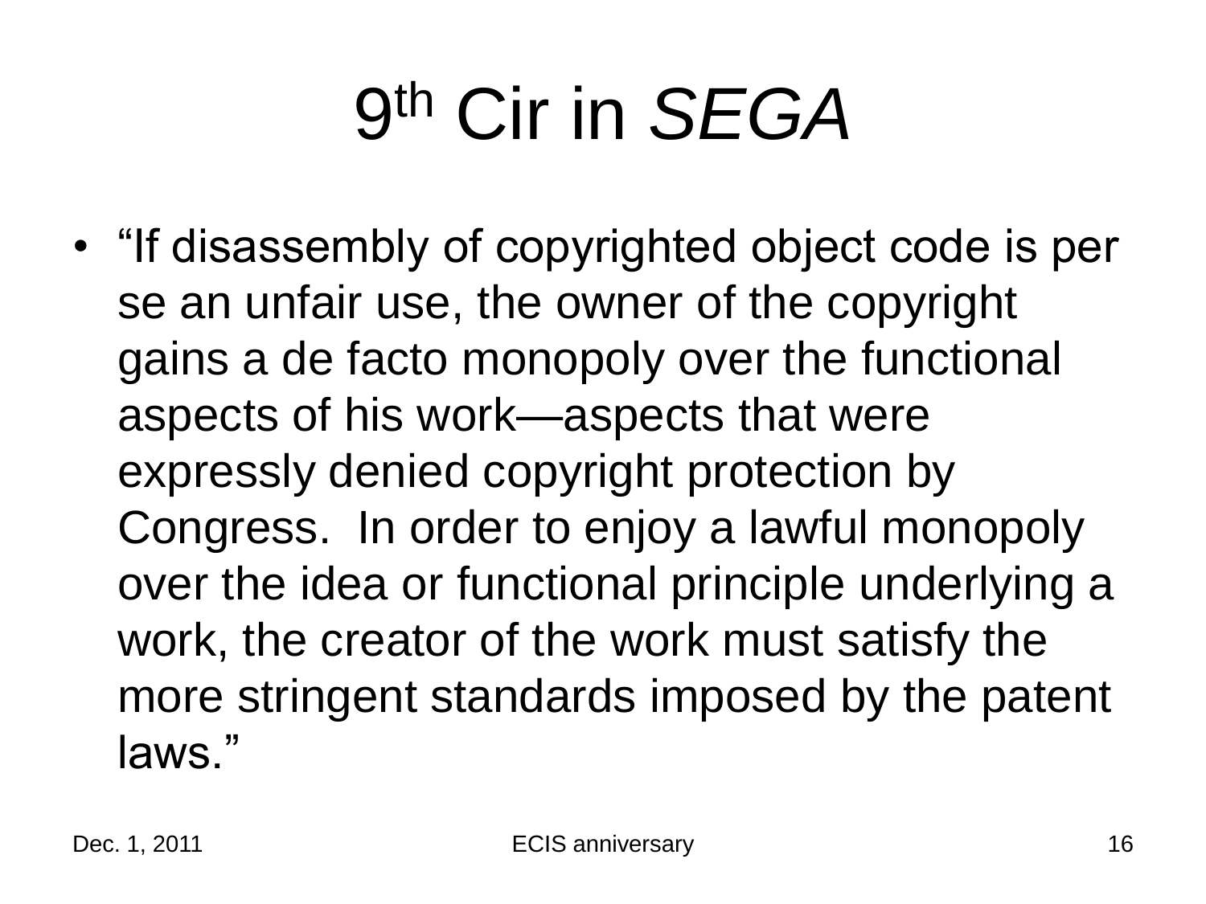# 9th Cir in *SEGA*

- "If disassembly of copyrighted object code is per se an unfair use, the owner of the copyright gains a de facto monopoly over the functional aspects of his work—aspects that were expressly denied copyright protection by Congress. In order to enjoy a lawful monopoly over the idea or functional principle underlying a work, the creator of the work must satisfy the more stringent standards imposed by the patent laws."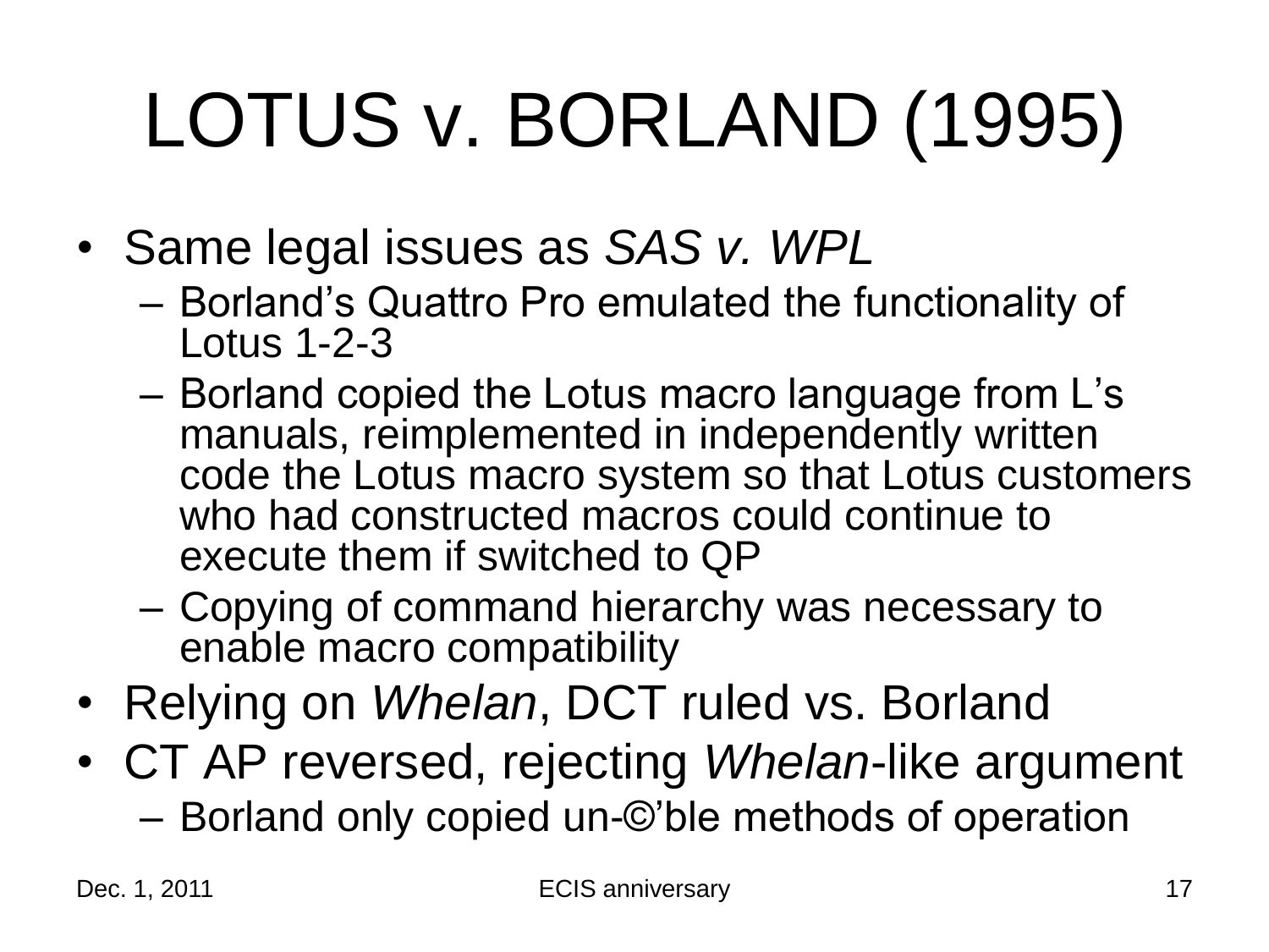# LOTUS v. BORLAND (1995)

- Same legal issues as *SAS v. WPL*
  - Borland's Quattro Pro emulated the functionality of Lotus 1-2-3
  - Borland copied the Lotus macro language from L's manuals, reimplemented in independently written code the Lotus macro system so that Lotus customers who had constructed macros could continue to execute them if switched to QP
  - Copying of command hierarchy was necessary to enable macro compatibility
- Relying on *Whelan*, DCT ruled vs. Borland
- CT AP reversed, rejecting *Whelan*-like argument
  - Borland only copied un-©'ble methods of operation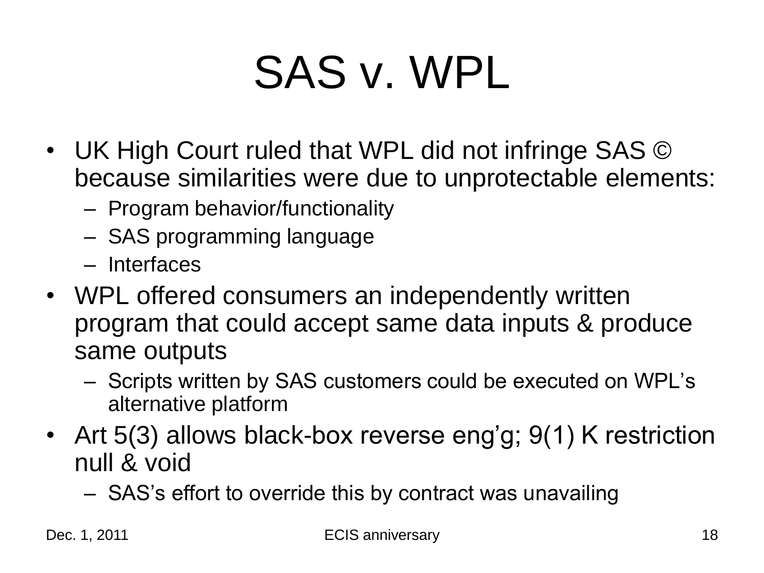# SAS v. WPL

- UK High Court ruled that WPL did not infringe SAS © because similarities were due to unprotectable elements:
  - Program behavior/functionality
  - SAS programming language
  - Interfaces
- WPL offered consumers an independently written program that could accept same data inputs & produce same outputs
  - Scripts written by SAS customers could be executed on WPL's alternative platform
- Art 5(3) allows black-box reverse eng'g; 9(1) K restriction null & void
  - SAS's effort to override this by contract was unavailing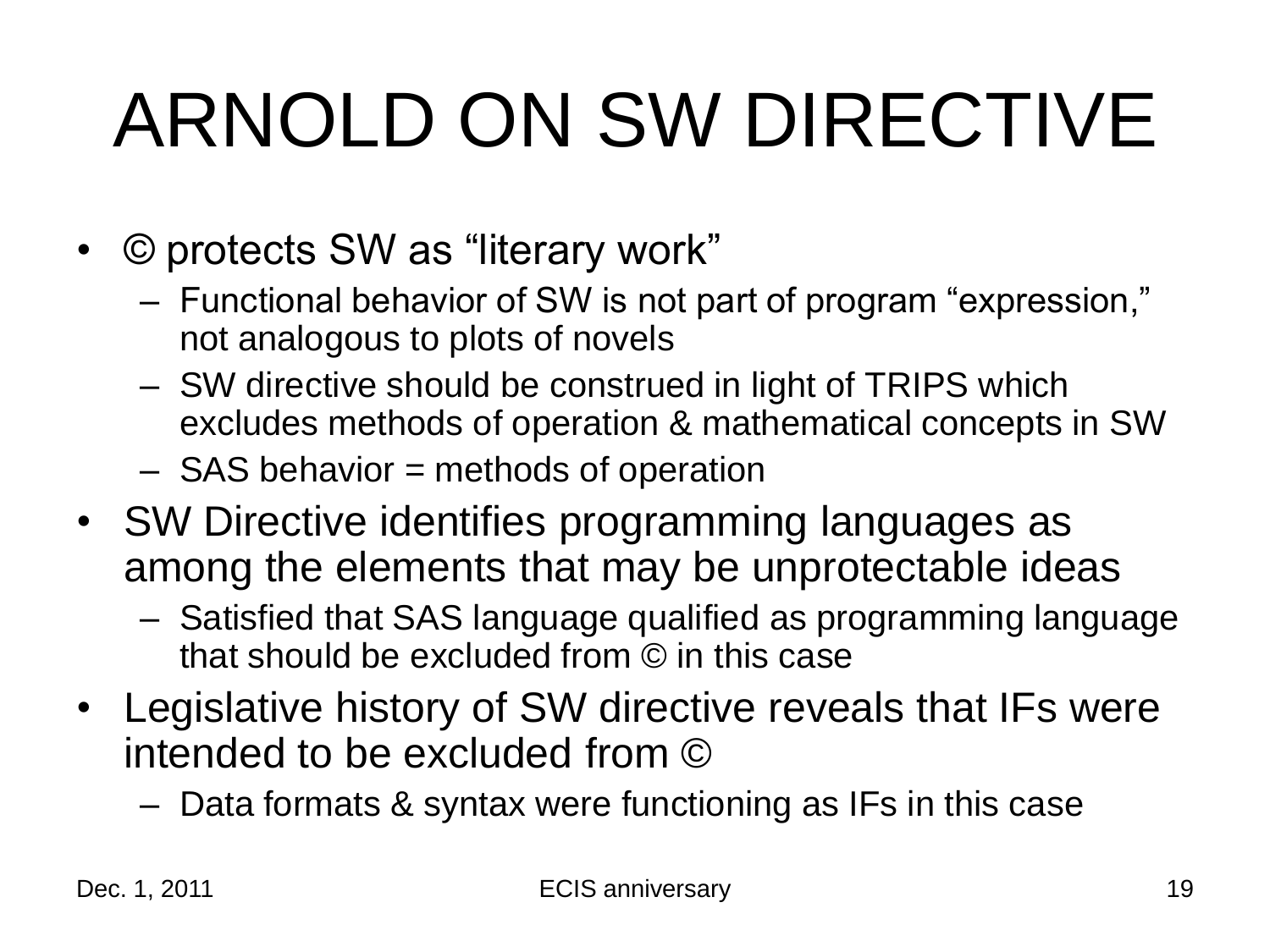# ARNOLD ON SW DIRECTIVE

- © protects SW as "literary work"
  - Functional behavior of SW is not part of program "expression," not analogous to plots of novels
  - SW directive should be construed in light of TRIPS which excludes methods of operation & mathematical concepts in SW
  - SAS behavior = methods of operation
- SW Directive identifies programming languages as among the elements that may be unprotectable ideas
  - Satisfied that SAS language qualified as programming language that should be excluded from © in this case
- Legislative history of SW directive reveals that IFs were intended to be excluded from ©
  - Data formats & syntax were functioning as IFs in this case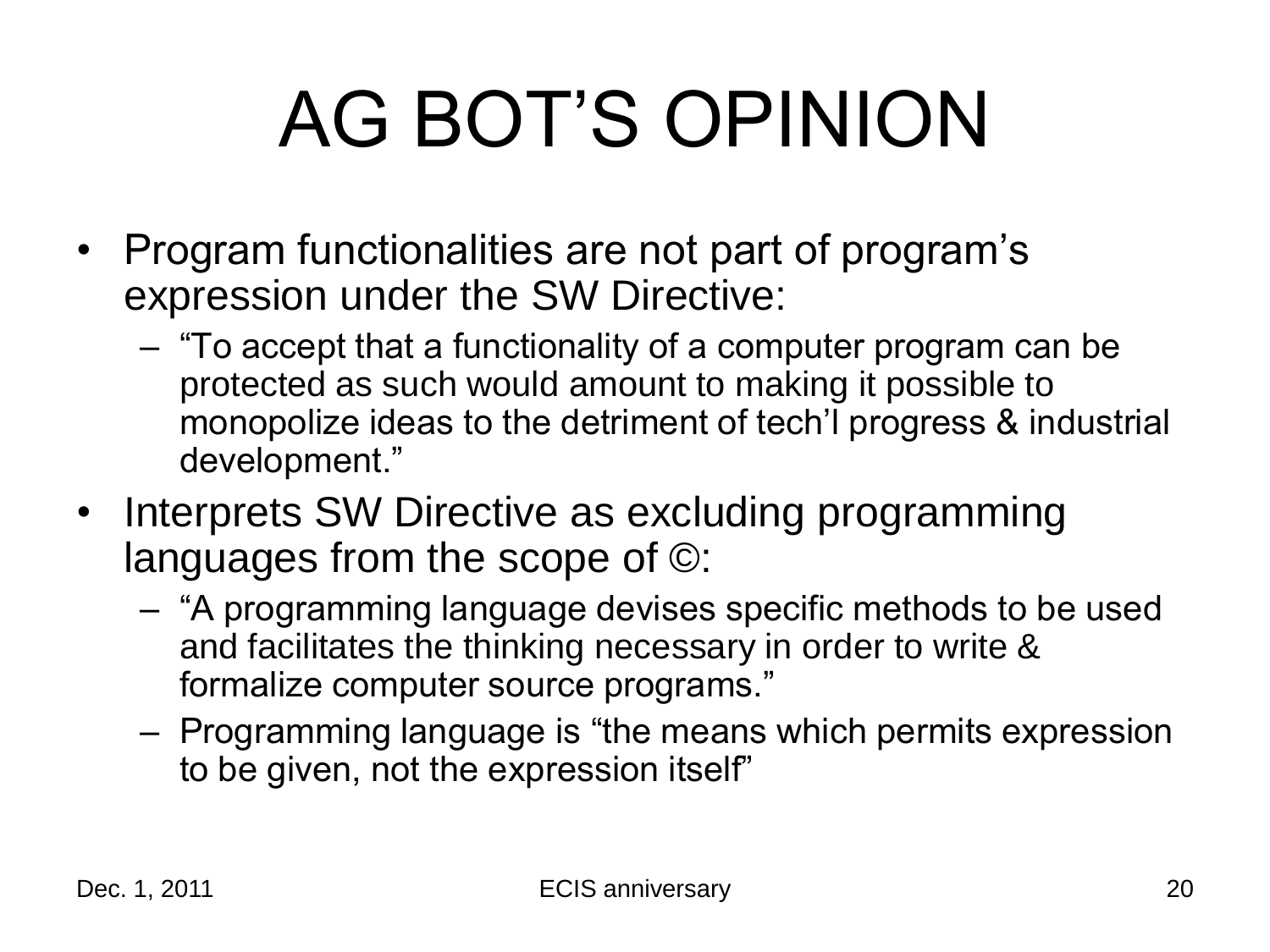# AG BOT'S OPINION

- Program functionalities are not part of program's expression under the SW Directive:
  - "To accept that a functionality of a computer program can be protected as such would amount to making it possible to monopolize ideas to the detriment of tech'l progress & industrial development."
- Interprets SW Directive as excluding programming languages from the scope of ©:
  - "A programming language devises specific methods to be used and facilitates the thinking necessary in order to write & formalize computer source programs."
  - Programming language is "the means which permits expression to be given, not the expression itself"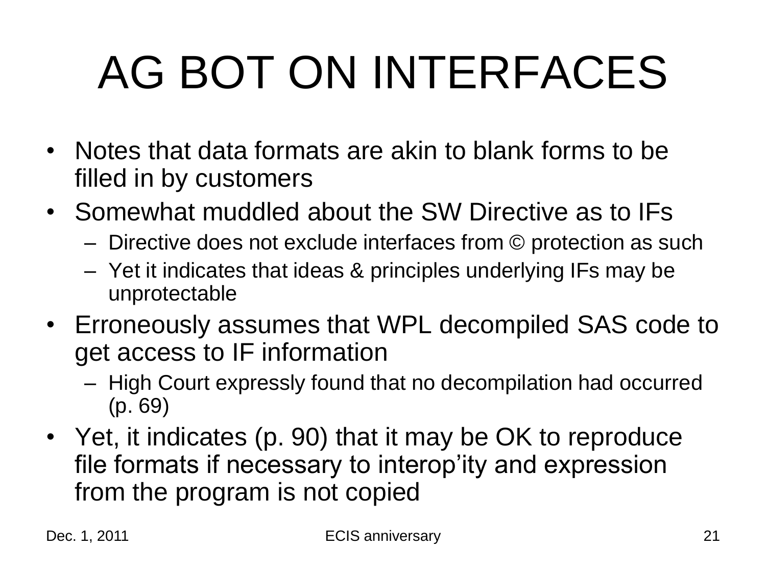# AG BOT ON INTERFACES

- Notes that data formats are akin to blank forms to be filled in by customers
- Somewhat muddled about the SW Directive as to IFs
  - Directive does not exclude interfaces from © protection as such
  - Yet it indicates that ideas & principles underlying IFs may be unprotectable
- Erroneously assumes that WPL decompiled SAS code to get access to IF information
  - High Court expressly found that no decompilation had occurred (p. 69)
- Yet, it indicates (p. 90) that it may be OK to reproduce file formats if necessary to interop'ity and expression from the program is not copied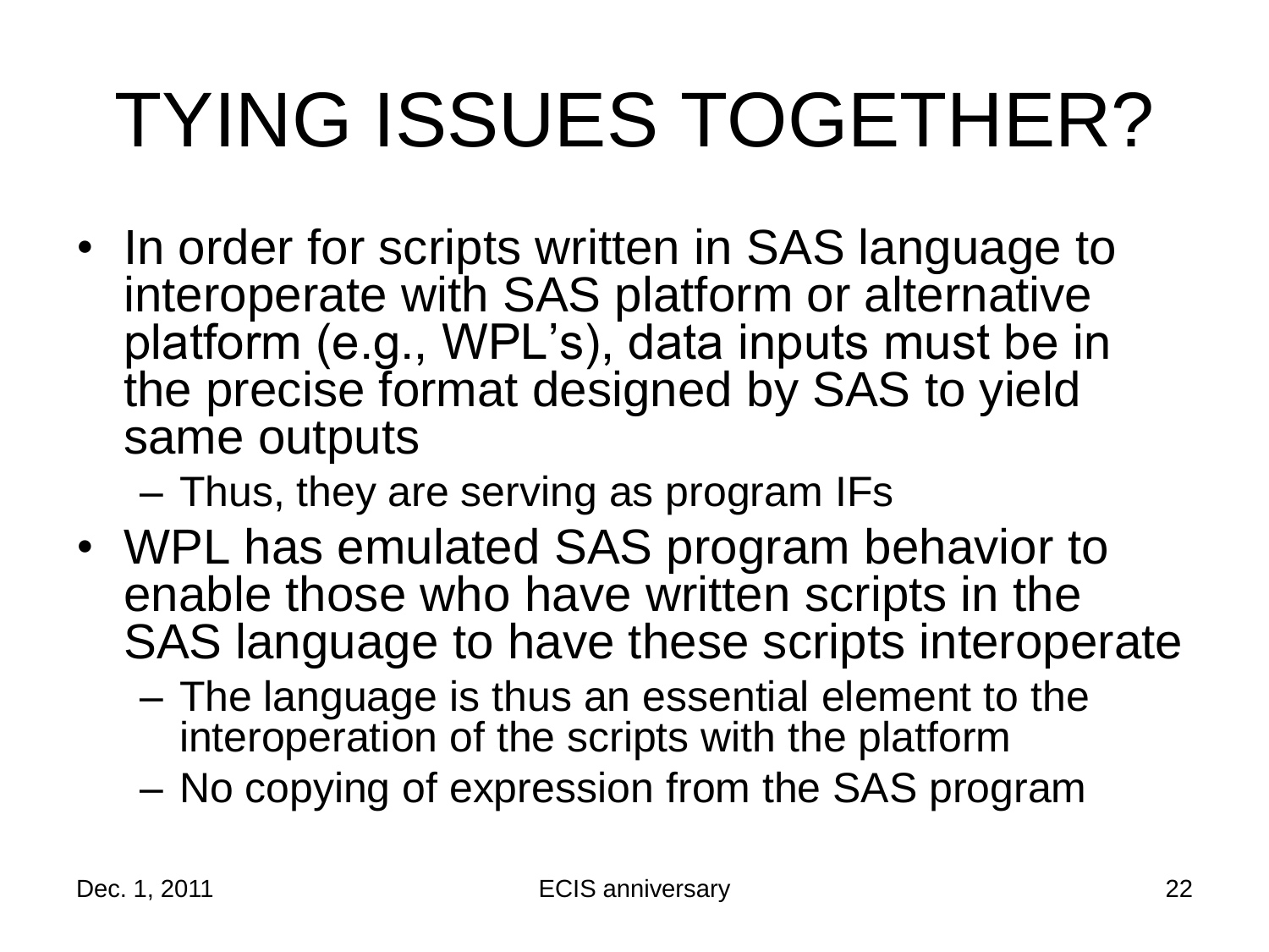# TYING ISSUES TOGETHER?

- In order for scripts written in SAS language to interoperate with SAS platform or alternative platform (e.g., WPL's), data inputs must be in the precise format designed by SAS to yield same outputs
  - Thus, they are serving as program IFs
- WPL has emulated SAS program behavior to enable those who have written scripts in the SAS language to have these scripts interoperate
  - The language is thus an essential element to the interoperation of the scripts with the platform
  - No copying of expression from the SAS program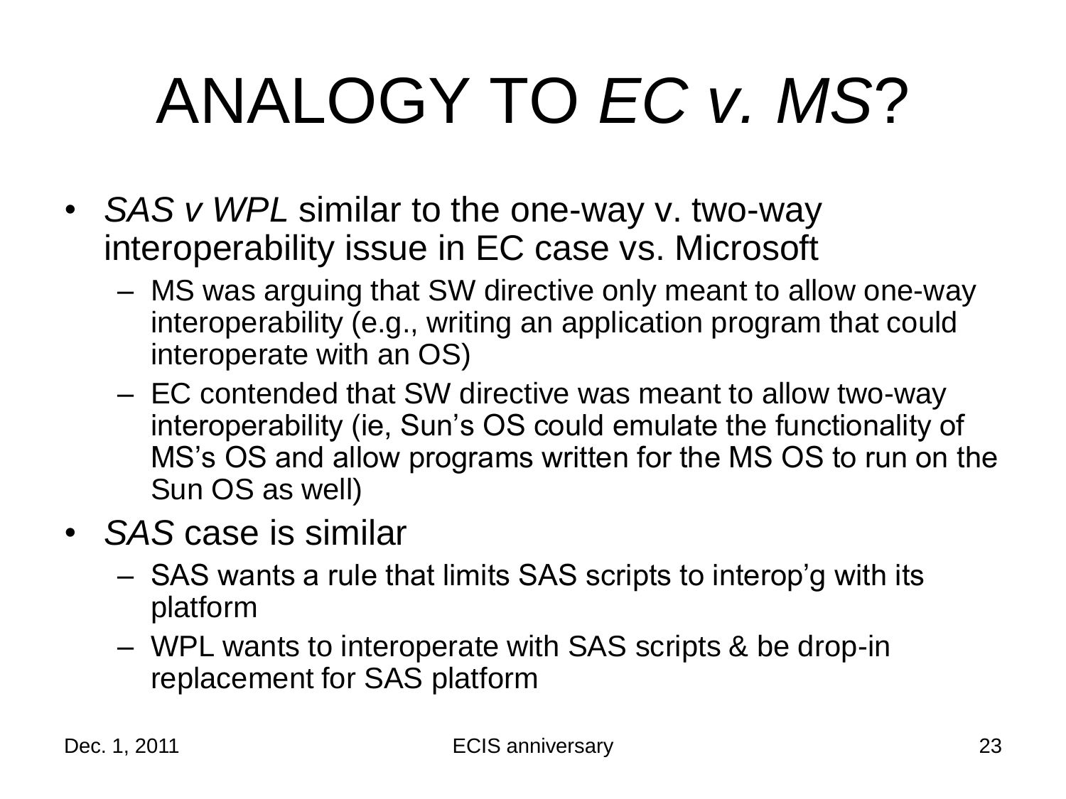# ANALOGY TO *EC v. MS*?

- *SAS v WPL* similar to the one-way v. two-way interoperability issue in EC case vs. Microsoft
  - MS was arguing that SW directive only meant to allow one-way interoperability (e.g., writing an application program that could interoperate with an OS)
  - EC contended that SW directive was meant to allow two-way interoperability (ie, Sun's OS could emulate the functionality of MS's OS and allow programs written for the MS OS to run on the Sun OS as well)
- *SAS* case is similar
  - SAS wants a rule that limits SAS scripts to interop'g with its platform
  - WPL wants to interoperate with SAS scripts & be drop-in replacement for SAS platform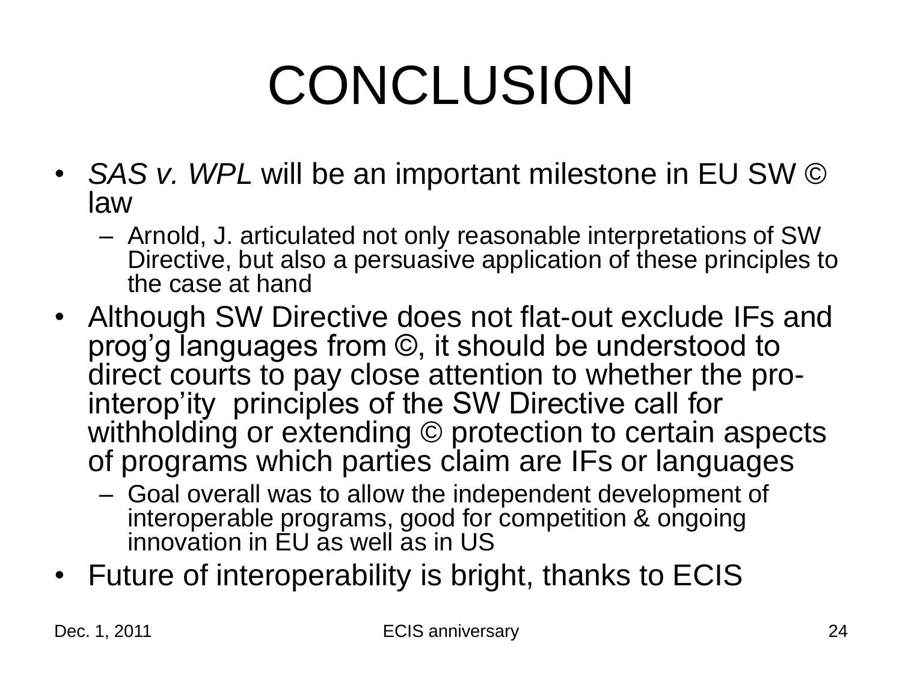# CONCLUSION

- *SAS v. WPL* will be an important milestone in EU SW © law
  - Arnold, J. articulated not only reasonable interpretations of SW Directive, but also a persuasive application of these principles to the case at hand
- Although SW Directive does not flat-out exclude IFs and prog'g languages from ©, it should be understood to direct courts to pay close attention to whether the pro-interop'ity principles of the SW Directive call for withholding or extending © protection to certain aspects of programs which parties claim are IFs or languages
  - Goal overall was to allow the independent development of interoperable programs, good for competition & ongoing innovation in EU as well as in US
- Future of interoperability is bright, thanks to ECIS